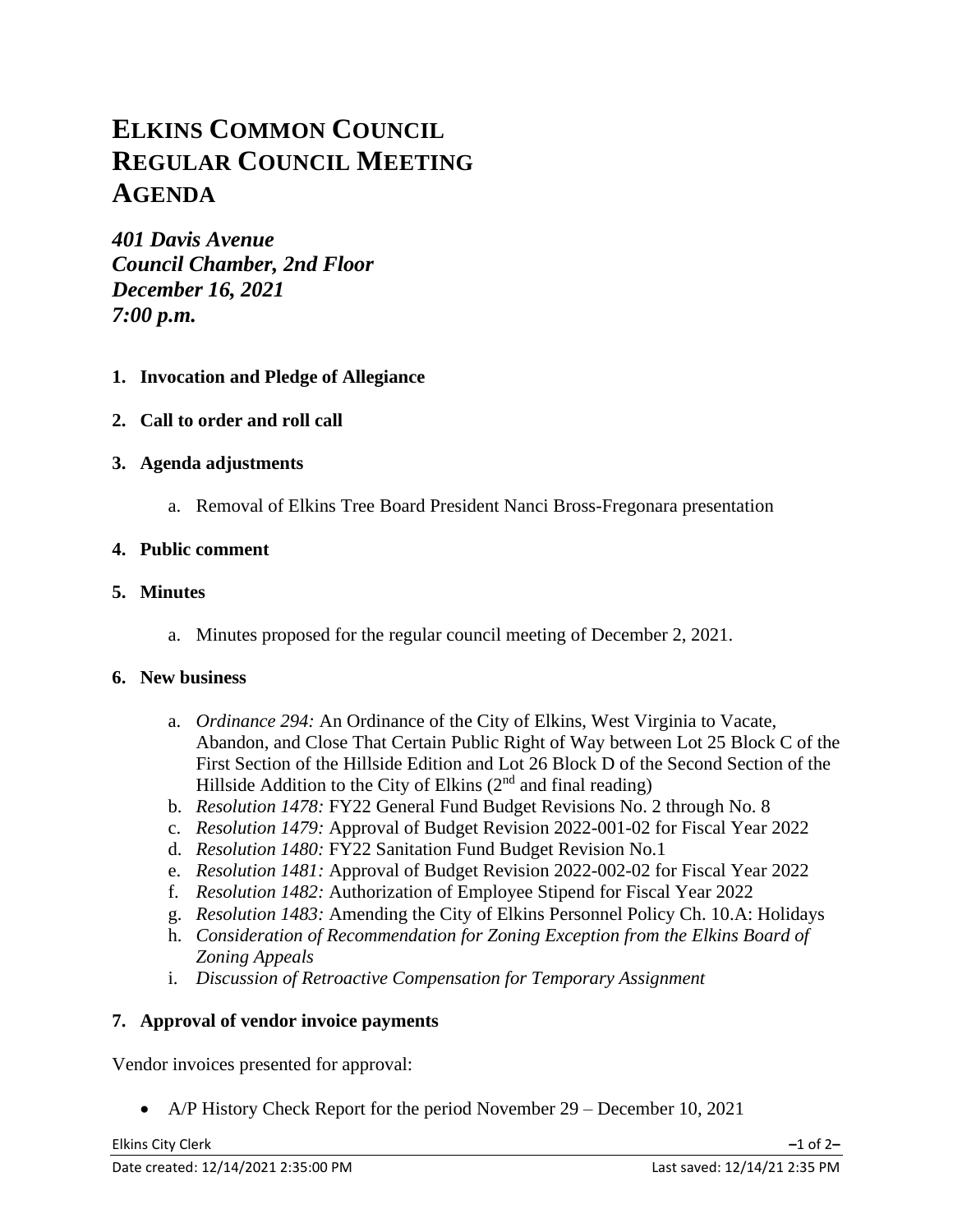# ELKINS COMMON COUNCIL
# REGULAR COUNCIL MEETING
# AGENDA

***401 Davis Avenue***
***Council Chamber, 2nd Floor***
***December 16, 2021***
***7:00 p.m.***

1. **Invocation and Pledge of Allegiance**

2. **Call to order and roll call**

3. **Agenda adjustments**

   a. Removal of Elkins Tree Board President Nanci Bross-Fregonara presentation

4. **Public comment**

5. **Minutes**

   a. Minutes proposed for the regular council meeting of December 2, 2021.

6. **New business**

   a. *Ordinance 294:* An Ordinance of the City of Elkins, West Virginia to Vacate, Abandon, and Close That Certain Public Right of Way between Lot 25 Block C of the First Section of the Hillside Edition and Lot 26 Block D of the Second Section of the Hillside Addition to the City of Elkins (2nd and final reading)
   b. *Resolution 1478:* FY22 General Fund Budget Revisions No. 2 through No. 8
   c. *Resolution 1479:* Approval of Budget Revision 2022-001-02 for Fiscal Year 2022
   d. *Resolution 1480:* FY22 Sanitation Fund Budget Revision No.1
   e. *Resolution 1481:* Approval of Budget Revision 2022-002-02 for Fiscal Year 2022
   f. *Resolution 1482:* Authorization of Employee Stipend for Fiscal Year 2022
   g. *Resolution 1483:* Amending the City of Elkins Personnel Policy Ch. 10.A: Holidays
   h. *Consideration of Recommendation for Zoning Exception from the Elkins Board of Zoning Appeals*
   i. *Discussion of Retroactive Compensation for Temporary Assignment*

7. **Approval of vendor invoice payments**

Vendor invoices presented for approval:

- A/P History Check Report for the period November 29 – December 10, 2021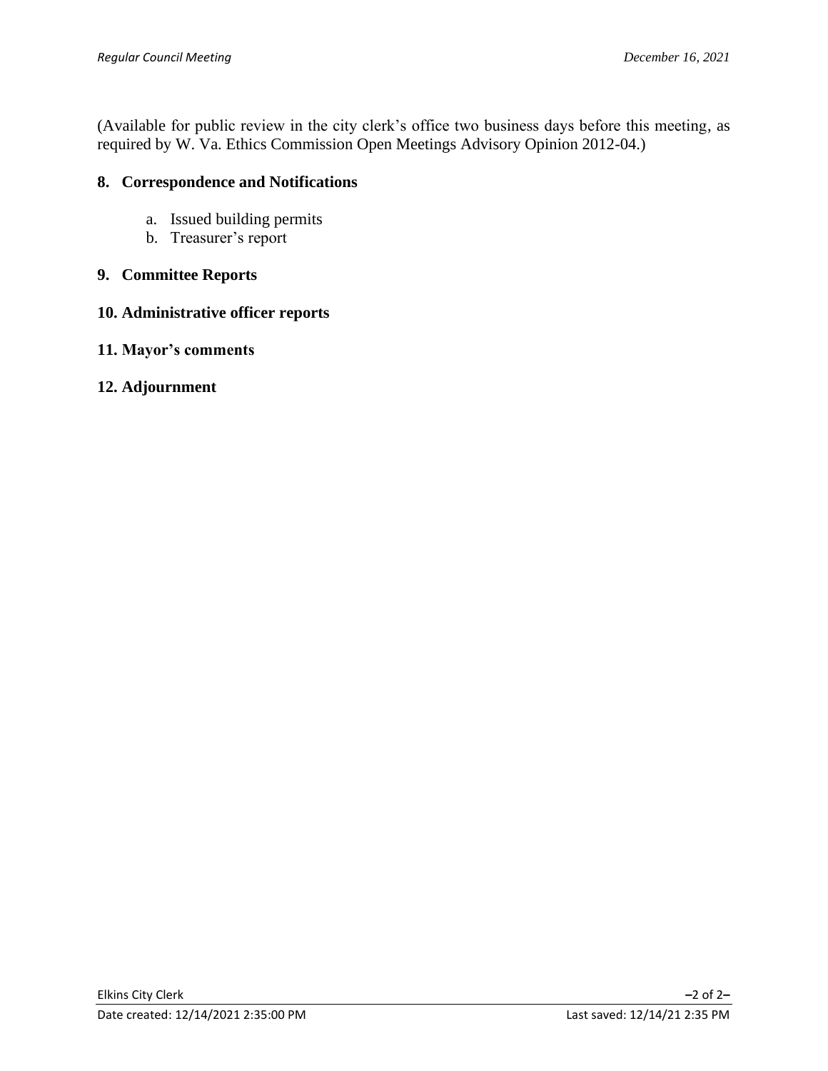(Available for public review in the city clerk's office two business days before this meeting, as required by W. Va. Ethics Commission Open Meetings Advisory Opinion 2012-04.)

**8. Correspondence and Notifications**

a. Issued building permits
b. Treasurer's report

**9. Committee Reports**

**10. Administrative officer reports**

**11. Mayor's comments**

**12. Adjournment**